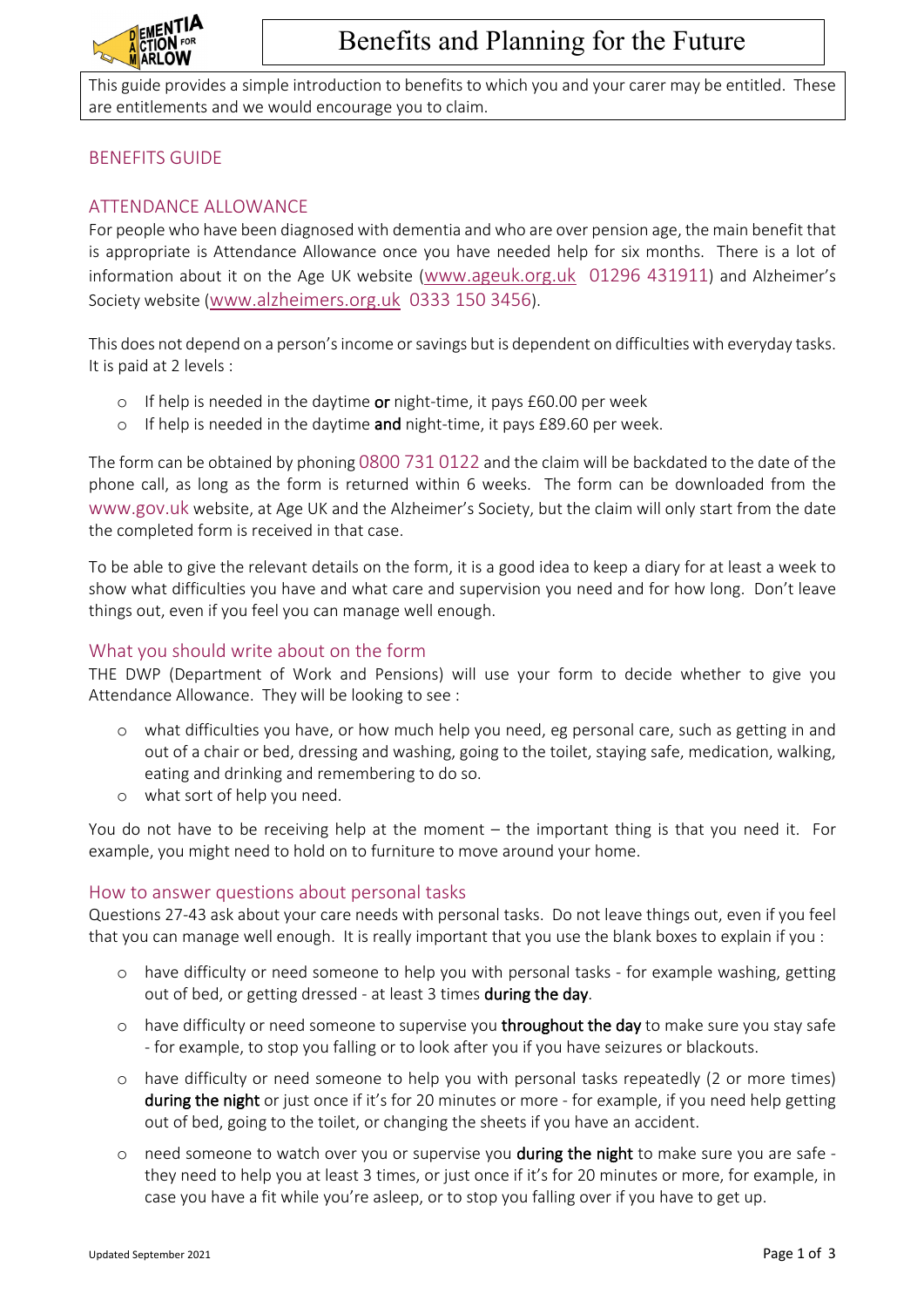# Benefits and Planning for the Future

This guide provides a simple introduction to benefits to which you and your carer may be entitled. These are entitlements and we would encourage you to claim.

## BENEFITS GUIDE

## ATTENDANCE ALLOWANCE

For people who have been diagnosed with dementia and who are over pension age, the main benefit that is appropriate is Attendance Allowance once you have needed help for six months. There is a lot of information about it on the Age UK website (www.ageuk.org.uk 01296 431911) and Alzheimer's Society website (www.alzheimers.org.uk 0333 150 3456).

This does not depend on a person's income or savings but is dependent on difficulties with everyday tasks. It is paid at 2 levels :

- If help is needed in the daytime **or** night-time, it pays £60.00 per week
- If help is needed in the daytime **and** night-time, it pays £89.60 per week.

The form can be obtained by phoning 0800 731 0122 and the claim will be backdated to the date of the phone call, as long as the form is returned within 6 weeks. The form can be downloaded from the www.gov.uk website, at Age UK and the Alzheimer's Society, but the claim will only start from the date the completed form is received in that case.

To be able to give the relevant details on the form, it is a good idea to keep a diary for at least a week to show what difficulties you have and what care and supervision you need and for how long. Don't leave things out, even if you feel you can manage well enough.

### What you should write about on the form

THE DWP (Department of Work and Pensions) will use your form to decide whether to give you Attendance Allowance. They will be looking to see :

- what difficulties you have, or how much help you need, eg personal care, such as getting in and out of a chair or bed, dressing and washing, going to the toilet, staying safe, medication, walking, eating and drinking and remembering to do so.
- what sort of help you need.

You do not have to be receiving help at the moment – the important thing is that you need it. For example, you might need to hold on to furniture to move around your home.

### How to answer questions about personal tasks

Questions 27-43 ask about your care needs with personal tasks. Do not leave things out, even if you feel that you can manage well enough. It is really important that you use the blank boxes to explain if you :

- have difficulty or need someone to help you with personal tasks - for example washing, getting out of bed, or getting dressed - at least 3 times **during the day**.
- have difficulty or need someone to supervise you **throughout the day** to make sure you stay safe - for example, to stop you falling or to look after you if you have seizures or blackouts.
- have difficulty or need someone to help you with personal tasks repeatedly (2 or more times) **during the night** or just once if it's for 20 minutes or more - for example, if you need help getting out of bed, going to the toilet, or changing the sheets if you have an accident.
- need someone to watch over you or supervise you **during the night** to make sure you are safe - they need to help you at least 3 times, or just once if it's for 20 minutes or more, for example, in case you have a fit while you're asleep, or to stop you falling over if you have to get up.

Updated September 2021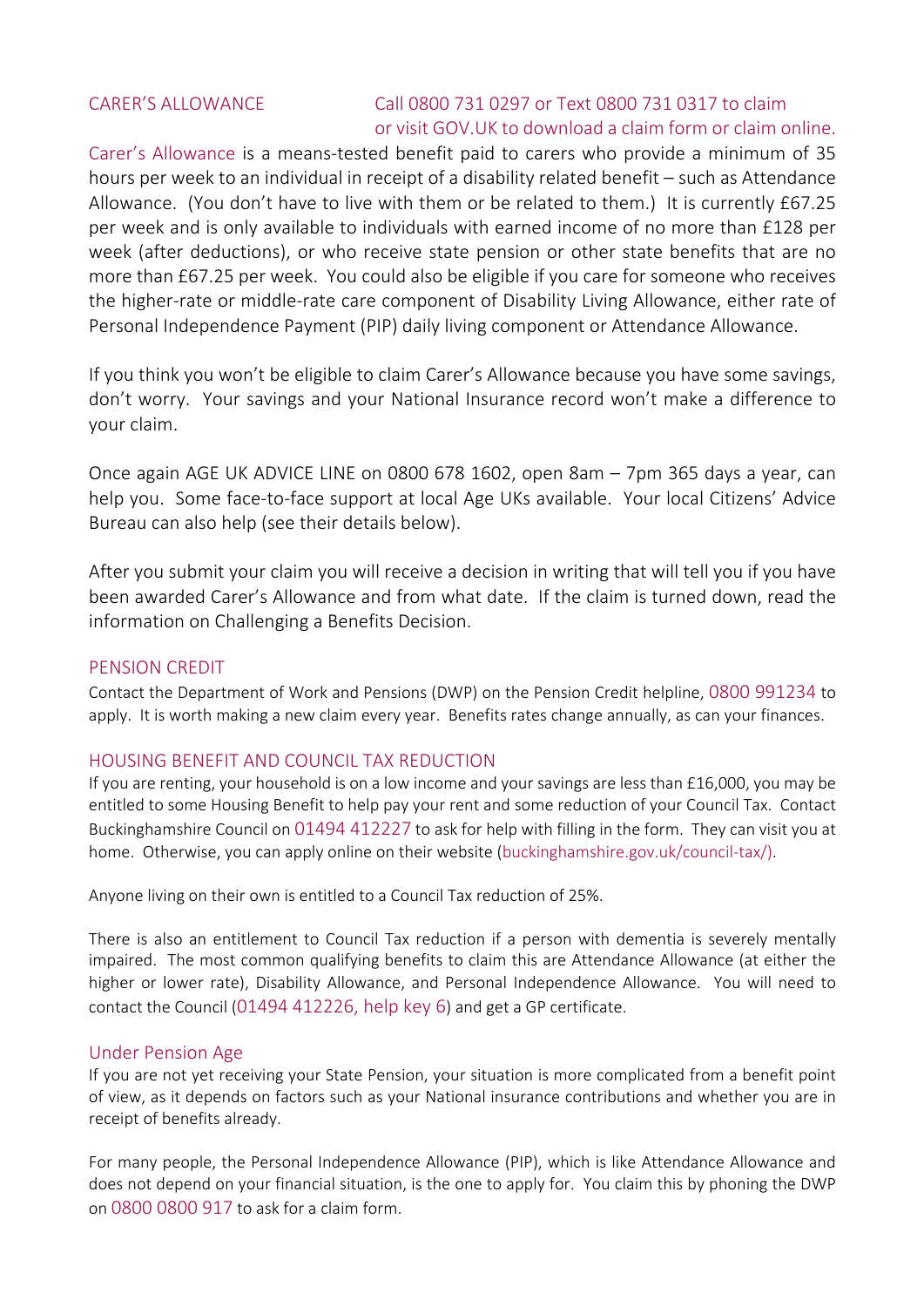## CARER'S ALLOWANCE

Call 0800 731 0297 or Text 0800 731 0317 to claim or visit GOV.UK to download a claim form or claim online.

Carer's Allowance is a means-tested benefit paid to carers who provide a minimum of 35 hours per week to an individual in receipt of a disability related benefit – such as Attendance Allowance. (You don't have to live with them or be related to them.) It is currently £67.25 per week and is only available to individuals with earned income of no more than £128 per week (after deductions), or who receive state pension or other state benefits that are no more than £67.25 per week. You could also be eligible if you care for someone who receives the higher-rate or middle-rate care component of Disability Living Allowance, either rate of Personal Independence Payment (PIP) daily living component or Attendance Allowance.

If you think you won't be eligible to claim Carer's Allowance because you have some savings, don't worry. Your savings and your National Insurance record won't make a difference to your claim.

Once again AGE UK ADVICE LINE on 0800 678 1602, open 8am – 7pm 365 days a year, can help you. Some face-to-face support at local Age UKs available. Your local Citizens' Advice Bureau can also help (see their details below).

After you submit your claim you will receive a decision in writing that will tell you if you have been awarded Carer's Allowance and from what date. If the claim is turned down, read the information on Challenging a Benefits Decision.

## PENSION CREDIT

Contact the Department of Work and Pensions (DWP) on the Pension Credit helpline, 0800 991234 to apply. It is worth making a new claim every year. Benefits rates change annually, as can your finances.

## HOUSING BENEFIT AND COUNCIL TAX REDUCTION

If you are renting, your household is on a low income and your savings are less than £16,000, you may be entitled to some Housing Benefit to help pay your rent and some reduction of your Council Tax. Contact Buckinghamshire Council on 01494 412227 to ask for help with filling in the form. They can visit you at home. Otherwise, you can apply online on their website (buckinghamshire.gov.uk/council-tax/).

Anyone living on their own is entitled to a Council Tax reduction of 25%.

There is also an entitlement to Council Tax reduction if a person with dementia is severely mentally impaired. The most common qualifying benefits to claim this are Attendance Allowance (at either the higher or lower rate), Disability Allowance, and Personal Independence Allowance. You will need to contact the Council (01494 412226, help key 6) and get a GP certificate.

## Under Pension Age

If you are not yet receiving your State Pension, your situation is more complicated from a benefit point of view, as it depends on factors such as your National insurance contributions and whether you are in receipt of benefits already.

For many people, the Personal Independence Allowance (PIP), which is like Attendance Allowance and does not depend on your financial situation, is the one to apply for. You claim this by phoning the DWP on 0800 0800 917 to ask for a claim form.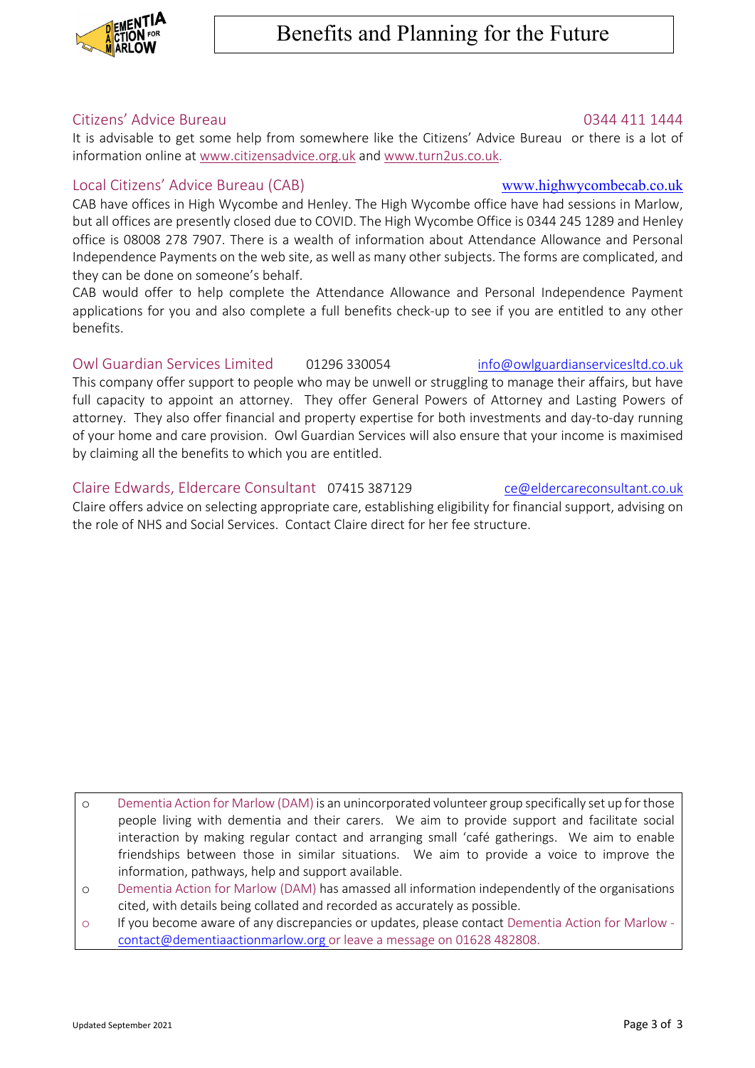# Benefits and Planning for the Future

## Citizens' Advice Bureau 0344 411 1444

It is advisable to get some help from somewhere like the Citizens' Advice Bureau or there is a lot of information online at www.citizensadvice.org.uk and www.turn2us.co.uk.

## Local Citizens' Advice Bureau (CAB) www.highwycombecab.co.uk

CAB have offices in High Wycombe and Henley. The High Wycombe office have had sessions in Marlow, but all offices are presently closed due to COVID. The High Wycombe Office is 0344 245 1289 and Henley office is 08008 278 7907. There is a wealth of information about Attendance Allowance and Personal Independence Payments on the web site, as well as many other subjects. The forms are complicated, and they can be done on someone's behalf.

CAB would offer to help complete the Attendance Allowance and Personal Independence Payment applications for you and also complete a full benefits check-up to see if you are entitled to any other benefits.

## Owl Guardian Services Limited 01296 330054 info@owlguardianservicesltd.co.uk

This company offer support to people who may be unwell or struggling to manage their affairs, but have full capacity to appoint an attorney. They offer General Powers of Attorney and Lasting Powers of attorney. They also offer financial and property expertise for both investments and day-to-day running of your home and care provision. Owl Guardian Services will also ensure that your income is maximised by claiming all the benefits to which you are entitled.

## Claire Edwards, Eldercare Consultant 07415 387129 ce@eldercareconsultant.co.uk

Claire offers advice on selecting appropriate care, establishing eligibility for financial support, advising on the role of NHS and Social Services. Contact Claire direct for her fee structure.

- Dementia Action for Marlow (DAM) is an unincorporated volunteer group specifically set up for those people living with dementia and their carers. We aim to provide support and facilitate social interaction by making regular contact and arranging small 'café gatherings. We aim to enable friendships between those in similar situations. We aim to provide a voice to improve the information, pathways, help and support available.
- Dementia Action for Marlow (DAM) has amassed all information independently of the organisations cited, with details being collated and recorded as accurately as possible.
- If you become aware of any discrepancies or updates, please contact Dementia Action for Marlow - contact@dementiaactionmarlow.org or leave a message on 01628 482808.

Updated September 2021